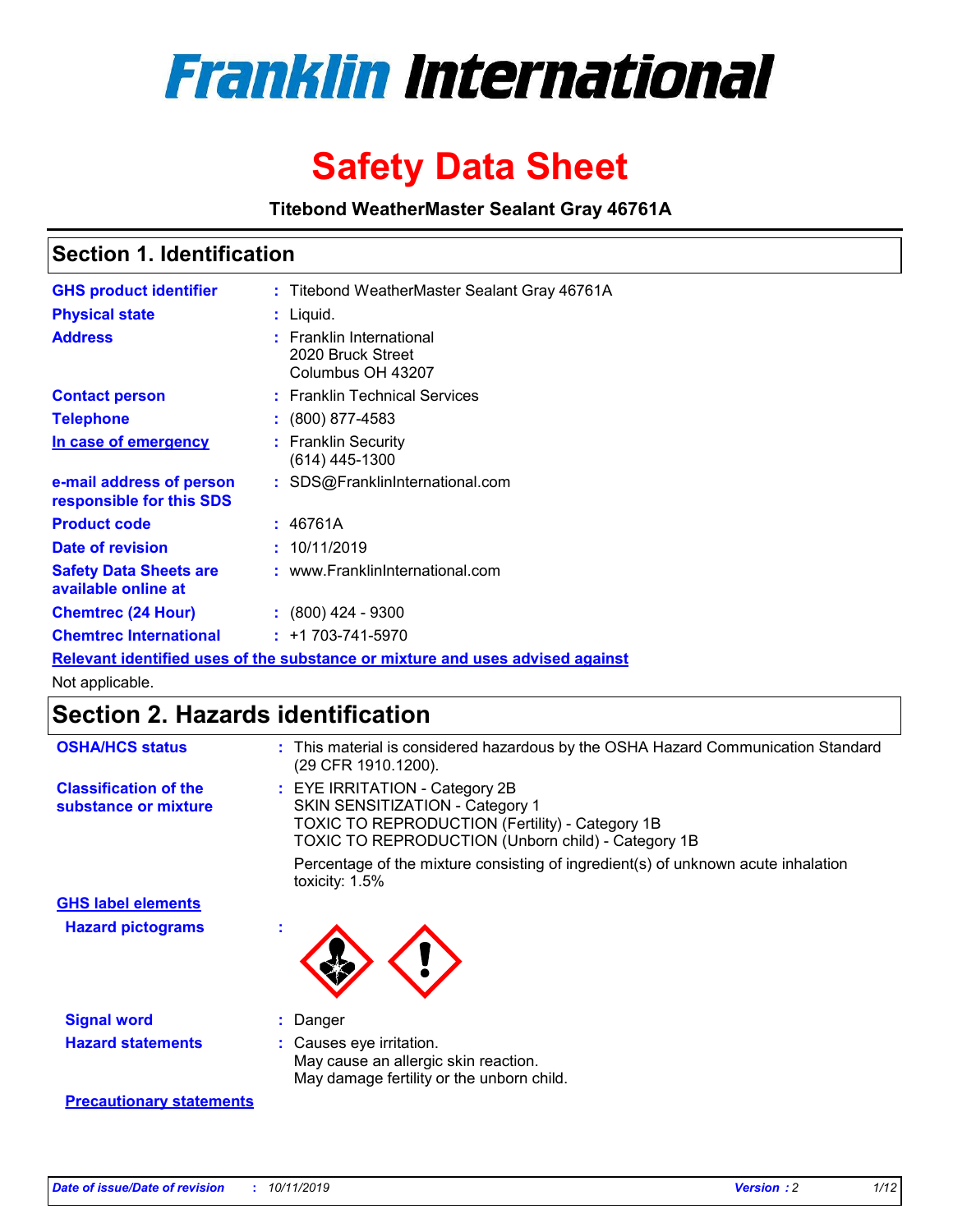# Franklin International

# Safety Data Sheet

**Titebond WeatherMaster Sealant Gray 46761A**

## Section 1. Identification

| | | |
|---|---|---|
| **GHS product identifier** | : | Titebond WeatherMaster Sealant Gray 46761A |
| **Physical state** | : | Liquid. |
| **Address** | : | Franklin International<br>2020 Bruck Street<br>Columbus OH 43207 |
| **Contact person** | : | Franklin Technical Services |
| **Telephone** | : | (800) 877-4583 |
| **In case of emergency** | : | Franklin Security<br>(614) 445-1300 |
| **e-mail address of person responsible for this SDS** | : | SDS@FranklinInternational.com |
| **Product code** | : | 46761A |
| **Date of revision** | : | 10/11/2019 |
| **Safety Data Sheets are available online at** | : | www.FranklinInternational.com |
| **Chemtrec (24 Hour)** | : | (800) 424 - 9300 |
| **Chemtrec International** | : | +1 703-741-5970 |

**Relevant identified uses of the substance or mixture and uses advised against**

Not applicable.

## Section 2. Hazards identification

**OSHA/HCS status** : This material is considered hazardous by the OSHA Hazard Communication Standard (29 CFR 1910.1200).

**Classification of the substance or mixture** : EYE IRRITATION - Category 2B
SKIN SENSITIZATION - Category 1
TOXIC TO REPRODUCTION (Fertility) - Category 1B
TOXIC TO REPRODUCTION (Unborn child) - Category 1B

Percentage of the mixture consisting of ingredient(s) of unknown acute inhalation toxicity: 1.5%

**GHS label elements**

**Hazard pictograms** :

**Signal word** : Danger

**Hazard statements** : Causes eye irritation.
May cause an allergic skin reaction.
May damage fertility or the unborn child.

**Precautionary statements**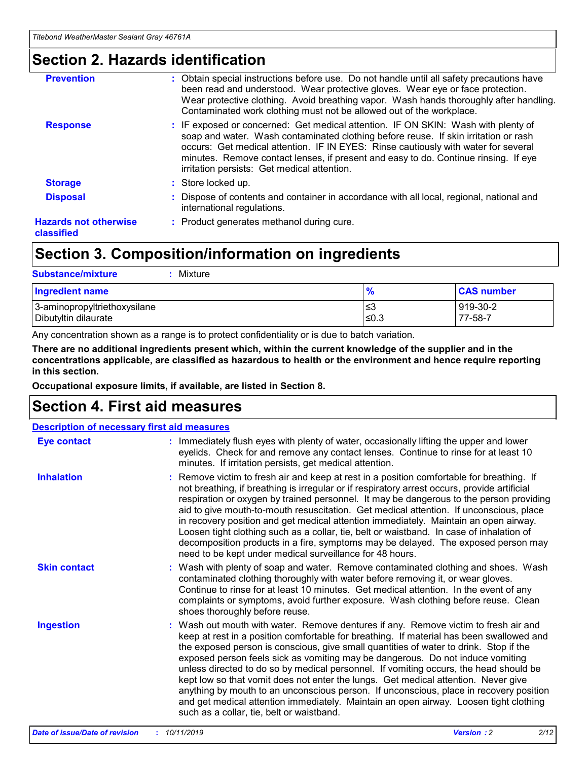## Section 2. Hazards identification

| | |
|---|---|
| **Prevention** | : Obtain special instructions before use. Do not handle until all safety precautions have been read and understood. Wear protective gloves. Wear eye or face protection. Wear protective clothing. Avoid breathing vapor. Wash hands thoroughly after handling. Contaminated work clothing must not be allowed out of the workplace. |
| **Response** | : IF exposed or concerned: Get medical attention. IF ON SKIN: Wash with plenty of soap and water. Wash contaminated clothing before reuse. If skin irritation or rash occurs: Get medical attention. IF IN EYES: Rinse cautiously with water for several minutes. Remove contact lenses, if present and easy to do. Continue rinsing. If eye irritation persists: Get medical attention. |
| **Storage** | : Store locked up. |
| **Disposal** | : Dispose of contents and container in accordance with all local, regional, national and international regulations. |
| **Hazards not otherwise classified** | : Product generates methanol during cure. |

## Section 3. Composition/information on ingredients

**Substance/mixture** : Mixture

| Ingredient name | % | CAS number |
|---|---|---|
| 3-aminopropyltriethoxysilane | ≤3 | 919-30-2 |
| Dibutyltin dilaurate | ≤0.3 | 77-58-7 |

Any concentration shown as a range is to protect confidentiality or is due to batch variation.

**There are no additional ingredients present which, within the current knowledge of the supplier and in the concentrations applicable, are classified as hazardous to health or the environment and hence require reporting in this section.**

**Occupational exposure limits, if available, are listed in Section 8.**

## Section 4. First aid measures

**Description of necessary first aid measures**

| | |
|---|---|
| **Eye contact** | : Immediately flush eyes with plenty of water, occasionally lifting the upper and lower eyelids. Check for and remove any contact lenses. Continue to rinse for at least 10 minutes. If irritation persists, get medical attention. |
| **Inhalation** | : Remove victim to fresh air and keep at rest in a position comfortable for breathing. If not breathing, if breathing is irregular or if respiratory arrest occurs, provide artificial respiration or oxygen by trained personnel. It may be dangerous to the person providing aid to give mouth-to-mouth resuscitation. Get medical attention. If unconscious, place in recovery position and get medical attention immediately. Maintain an open airway. Loosen tight clothing such as a collar, tie, belt or waistband. In case of inhalation of decomposition products in a fire, symptoms may be delayed. The exposed person may need to be kept under medical surveillance for 48 hours. |
| **Skin contact** | : Wash with plenty of soap and water. Remove contaminated clothing and shoes. Wash contaminated clothing thoroughly with water before removing it, or wear gloves. Continue to rinse for at least 10 minutes. Get medical attention. In the event of any complaints or symptoms, avoid further exposure. Wash clothing before reuse. Clean shoes thoroughly before reuse. |
| **Ingestion** | : Wash out mouth with water. Remove dentures if any. Remove victim to fresh air and keep at rest in a position comfortable for breathing. If material has been swallowed and the exposed person is conscious, give small quantities of water to drink. Stop if the exposed person feels sick as vomiting may be dangerous. Do not induce vomiting unless directed to do so by medical personnel. If vomiting occurs, the head should be kept low so that vomit does not enter the lungs. Get medical attention. Never give anything by mouth to an unconscious person. If unconscious, place in recovery position and get medical attention immediately. Maintain an open airway. Loosen tight clothing such as a collar, tie, belt or waistband. |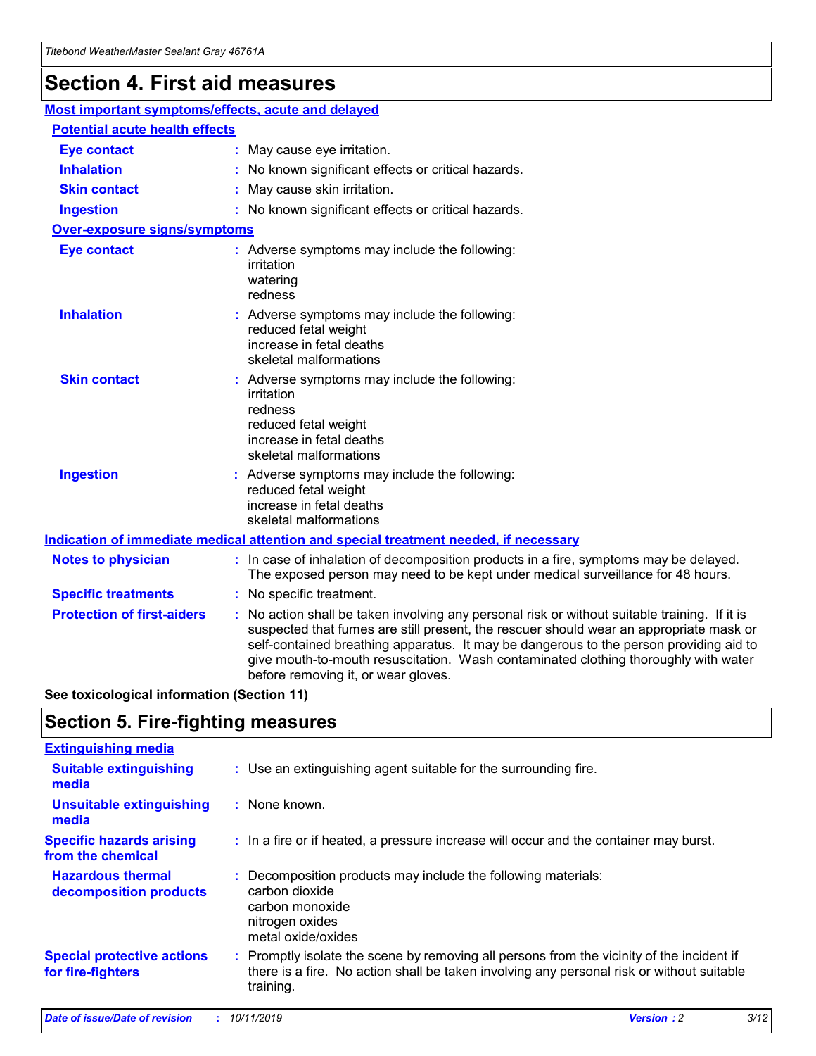# Section 4. First aid measures

## Most important symptoms/effects, acute and delayed

### Potential acute health effects

**Eye contact** : May cause eye irritation.

**Inhalation** : No known significant effects or critical hazards.

**Skin contact** : May cause skin irritation.

**Ingestion** : No known significant effects or critical hazards.

### Over-exposure signs/symptoms

**Eye contact** : Adverse symptoms may include the following:
irritation
watering
redness

**Inhalation** : Adverse symptoms may include the following:
reduced fetal weight
increase in fetal deaths
skeletal malformations

**Skin contact** : Adverse symptoms may include the following:
irritation
redness
reduced fetal weight
increase in fetal deaths
skeletal malformations

**Ingestion** : Adverse symptoms may include the following:
reduced fetal weight
increase in fetal deaths
skeletal malformations

## Indication of immediate medical attention and special treatment needed, if necessary

**Notes to physician** : In case of inhalation of decomposition products in a fire, symptoms may be delayed. The exposed person may need to be kept under medical surveillance for 48 hours.

**Specific treatments** : No specific treatment.

**Protection of first-aiders** : No action shall be taken involving any personal risk or without suitable training. If it is suspected that fumes are still present, the rescuer should wear an appropriate mask or self-contained breathing apparatus. It may be dangerous to the person providing aid to give mouth-to-mouth resuscitation. Wash contaminated clothing thoroughly with water before removing it, or wear gloves.

**See toxicological information (Section 11)**

# Section 5. Fire-fighting measures

## Extinguishing media

**Suitable extinguishing media** : Use an extinguishing agent suitable for the surrounding fire.

**Unsuitable extinguishing media** : None known.

**Specific hazards arising from the chemical** : In a fire or if heated, a pressure increase will occur and the container may burst.

**Hazardous thermal decomposition products** : Decomposition products may include the following materials:
carbon dioxide
carbon monoxide
nitrogen oxides
metal oxide/oxides

**Special protective actions for fire-fighters** : Promptly isolate the scene by removing all persons from the vicinity of the incident if there is a fire. No action shall be taken involving any personal risk or without suitable training.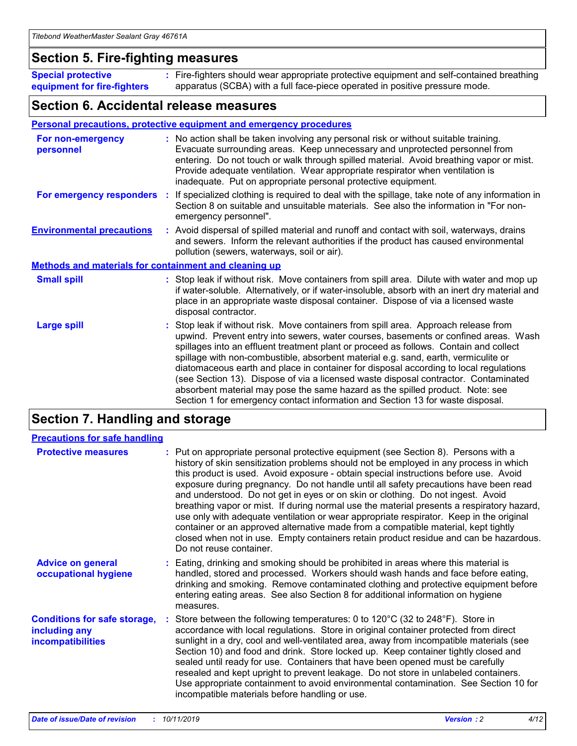## Section 5. Fire-fighting measures

**Special protective equipment for fire-fighters** : Fire-fighters should wear appropriate protective equipment and self-contained breathing apparatus (SCBA) with a full face-piece operated in positive pressure mode.

## Section 6. Accidental release measures

### Personal precautions, protective equipment and emergency procedures

**For non-emergency personnel** : No action shall be taken involving any personal risk or without suitable training. Evacuate surrounding areas. Keep unnecessary and unprotected personnel from entering. Do not touch or walk through spilled material. Avoid breathing vapor or mist. Provide adequate ventilation. Wear appropriate respirator when ventilation is inadequate. Put on appropriate personal protective equipment.

**For emergency responders** : If specialized clothing is required to deal with the spillage, take note of any information in Section 8 on suitable and unsuitable materials. See also the information in "For non-emergency personnel".

**Environmental precautions** : Avoid dispersal of spilled material and runoff and contact with soil, waterways, drains and sewers. Inform the relevant authorities if the product has caused environmental pollution (sewers, waterways, soil or air).

### Methods and materials for containment and cleaning up

**Small spill** : Stop leak if without risk. Move containers from spill area. Dilute with water and mop up if water-soluble. Alternatively, or if water-insoluble, absorb with an inert dry material and place in an appropriate waste disposal container. Dispose of via a licensed waste disposal contractor.

**Large spill** : Stop leak if without risk. Move containers from spill area. Approach release from upwind. Prevent entry into sewers, water courses, basements or confined areas. Wash spillages into an effluent treatment plant or proceed as follows. Contain and collect spillage with non-combustible, absorbent material e.g. sand, earth, vermiculite or diatomaceous earth and place in container for disposal according to local regulations (see Section 13). Dispose of via a licensed waste disposal contractor. Contaminated absorbent material may pose the same hazard as the spilled product. Note: see Section 1 for emergency contact information and Section 13 for waste disposal.

## Section 7. Handling and storage

### Precautions for safe handling

**Protective measures** : Put on appropriate personal protective equipment (see Section 8). Persons with a history of skin sensitization problems should not be employed in any process in which this product is used. Avoid exposure - obtain special instructions before use. Avoid exposure during pregnancy. Do not handle until all safety precautions have been read and understood. Do not get in eyes or on skin or clothing. Do not ingest. Avoid breathing vapor or mist. If during normal use the material presents a respiratory hazard, use only with adequate ventilation or wear appropriate respirator. Keep in the original container or an approved alternative made from a compatible material, kept tightly closed when not in use. Empty containers retain product residue and can be hazardous. Do not reuse container.

**Advice on general occupational hygiene** : Eating, drinking and smoking should be prohibited in areas where this material is handled, stored and processed. Workers should wash hands and face before eating, drinking and smoking. Remove contaminated clothing and protective equipment before entering eating areas. See also Section 8 for additional information on hygiene measures.

**Conditions for safe storage, including any incompatibilities** : Store between the following temperatures: 0 to 120°C (32 to 248°F). Store in accordance with local regulations. Store in original container protected from direct sunlight in a dry, cool and well-ventilated area, away from incompatible materials (see Section 10) and food and drink. Store locked up. Keep container tightly closed and sealed until ready for use. Containers that have been opened must be carefully resealed and kept upright to prevent leakage. Do not store in unlabeled containers. Use appropriate containment to avoid environmental contamination. See Section 10 for incompatible materials before handling or use.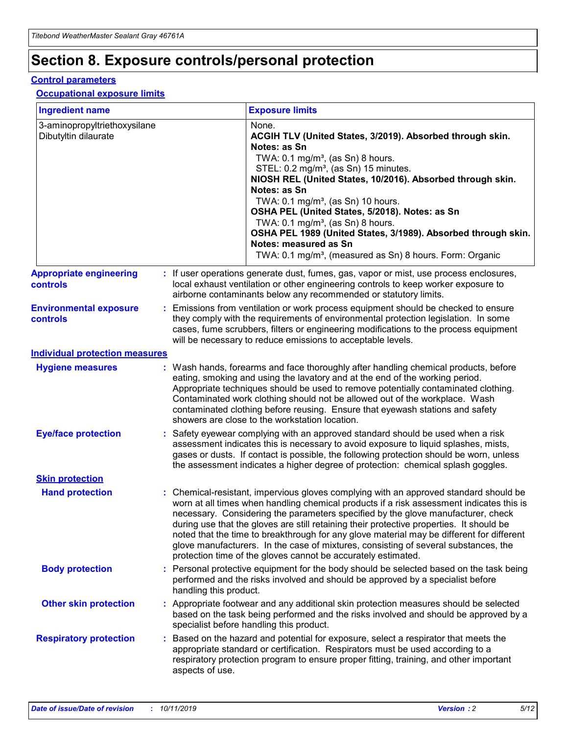# Section 8. Exposure controls/personal protection

## Control parameters

### Occupational exposure limits

| Ingredient name | Exposure limits |
| --- | --- |
| 3-aminopropyltriethoxysilane<br>Dibutyltin dilaurate | None.<br>**ACGIH TLV (United States, 3/2019). Absorbed through skin. Notes: as Sn**<br>TWA: 0.1 mg/m³, (as Sn) 8 hours.<br>STEL: 0.2 mg/m³, (as Sn) 15 minutes.<br>**NIOSH REL (United States, 10/2016). Absorbed through skin. Notes: as Sn**<br>TWA: 0.1 mg/m³, (as Sn) 10 hours.<br>**OSHA PEL (United States, 5/2018). Notes: as Sn**<br>TWA: 0.1 mg/m³, (as Sn) 8 hours.<br>**OSHA PEL 1989 (United States, 3/1989). Absorbed through skin. Notes: measured as Sn**<br>TWA: 0.1 mg/m³, (measured as Sn) 8 hours. Form: Organic |

**Appropriate engineering controls** : If user operations generate dust, fumes, gas, vapor or mist, use process enclosures, local exhaust ventilation or other engineering controls to keep worker exposure to airborne contaminants below any recommended or statutory limits.

**Environmental exposure controls** : Emissions from ventilation or work process equipment should be checked to ensure they comply with the requirements of environmental protection legislation. In some cases, fume scrubbers, filters or engineering modifications to the process equipment will be necessary to reduce emissions to acceptable levels.

## Individual protection measures

**Hygiene measures** : Wash hands, forearms and face thoroughly after handling chemical products, before eating, smoking and using the lavatory and at the end of the working period. Appropriate techniques should be used to remove potentially contaminated clothing. Contaminated work clothing should not be allowed out of the workplace. Wash contaminated clothing before reusing. Ensure that eyewash stations and safety showers are close to the workstation location.

**Eye/face protection** : Safety eyewear complying with an approved standard should be used when a risk assessment indicates this is necessary to avoid exposure to liquid splashes, mists, gases or dusts. If contact is possible, the following protection should be worn, unless the assessment indicates a higher degree of protection: chemical splash goggles.

### Skin protection

**Hand protection** : Chemical-resistant, impervious gloves complying with an approved standard should be worn at all times when handling chemical products if a risk assessment indicates this is necessary. Considering the parameters specified by the glove manufacturer, check during use that the gloves are still retaining their protective properties. It should be noted that the time to breakthrough for any glove material may be different for different glove manufacturers. In the case of mixtures, consisting of several substances, the protection time of the gloves cannot be accurately estimated.

**Body protection** : Personal protective equipment for the body should be selected based on the task being performed and the risks involved and should be approved by a specialist before handling this product.

**Other skin protection** : Appropriate footwear and any additional skin protection measures should be selected based on the task being performed and the risks involved and should be approved by a specialist before handling this product.

**Respiratory protection** : Based on the hazard and potential for exposure, select a respirator that meets the appropriate standard or certification. Respirators must be used according to a respiratory protection program to ensure proper fitting, training, and other important aspects of use.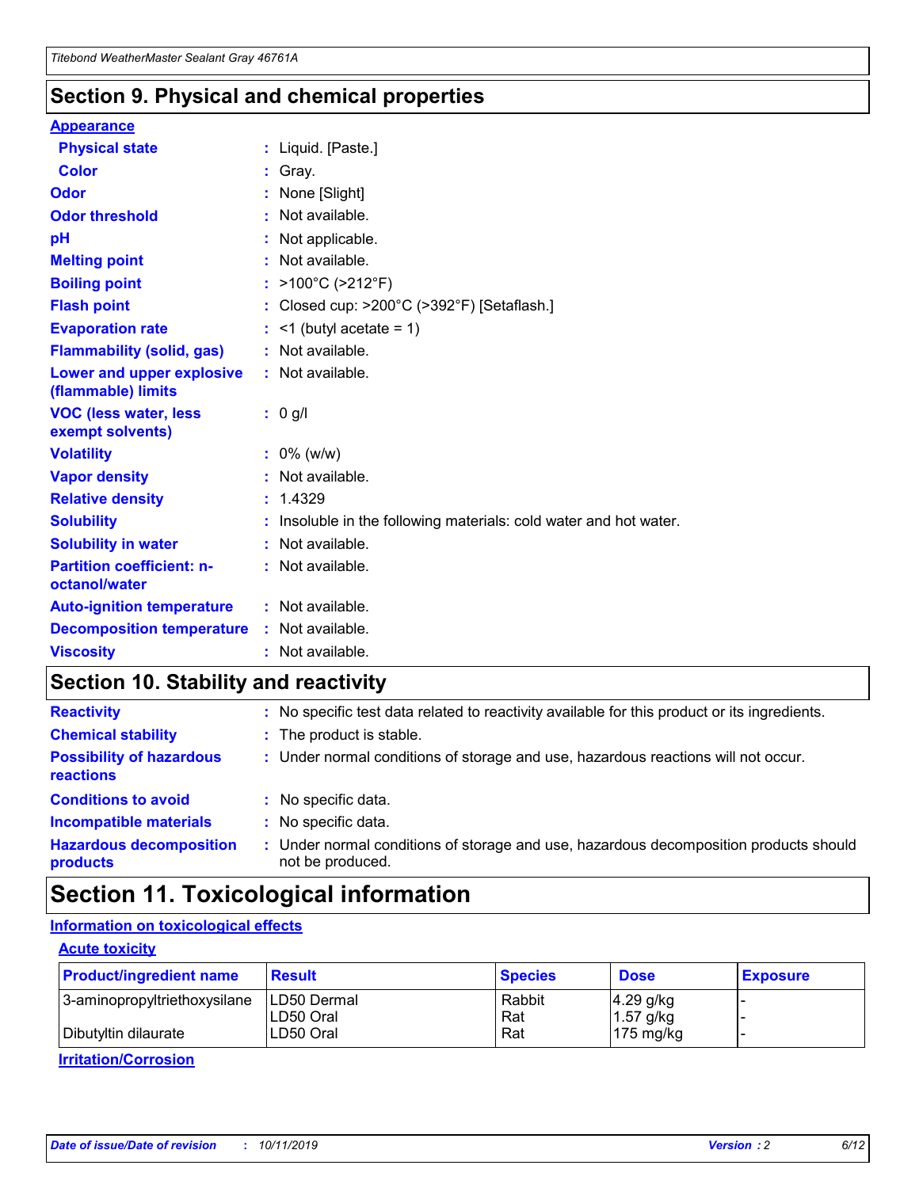# Section 9. Physical and chemical properties

**Appearance**

| | |
|---|---|
| **Physical state** | : Liquid. [Paste.] |
| **Color** | : Gray. |
| **Odor** | : None [Slight] |
| **Odor threshold** | : Not available. |
| **pH** | : Not applicable. |
| **Melting point** | : Not available. |
| **Boiling point** | : >100°C (>212°F) |
| **Flash point** | : Closed cup: >200°C (>392°F) [Setaflash.] |
| **Evaporation rate** | : <1 (butyl acetate = 1) |
| **Flammability (solid, gas)** | : Not available. |
| **Lower and upper explosive (flammable) limits** | : Not available. |
| **VOC (less water, less exempt solvents)** | : 0 g/l |
| **Volatility** | : 0% (w/w) |
| **Vapor density** | : Not available. |
| **Relative density** | : 1.4329 |
| **Solubility** | : Insoluble in the following materials: cold water and hot water. |
| **Solubility in water** | : Not available. |
| **Partition coefficient: n-octanol/water** | : Not available. |
| **Auto-ignition temperature** | : Not available. |
| **Decomposition temperature** | : Not available. |
| **Viscosity** | : Not available. |

# Section 10. Stability and reactivity

| | |
|---|---|
| **Reactivity** | : No specific test data related to reactivity available for this product or its ingredients. |
| **Chemical stability** | : The product is stable. |
| **Possibility of hazardous reactions** | : Under normal conditions of storage and use, hazardous reactions will not occur. |
| **Conditions to avoid** | : No specific data. |
| **Incompatible materials** | : No specific data. |
| **Hazardous decomposition products** | : Under normal conditions of storage and use, hazardous decomposition products should not be produced. |

# Section 11. Toxicological information

**Information on toxicological effects**

**Acute toxicity**

| Product/ingredient name | Result | Species | Dose | Exposure |
|---|---|---|---|---|
| 3-aminopropyltriethoxysilane | LD50 Dermal | Rabbit | 4.29 g/kg | - |
| | LD50 Oral | Rat | 1.57 g/kg | - |
| Dibutyltin dilaurate | LD50 Oral | Rat | 175 mg/kg | - |

**Irritation/Corrosion**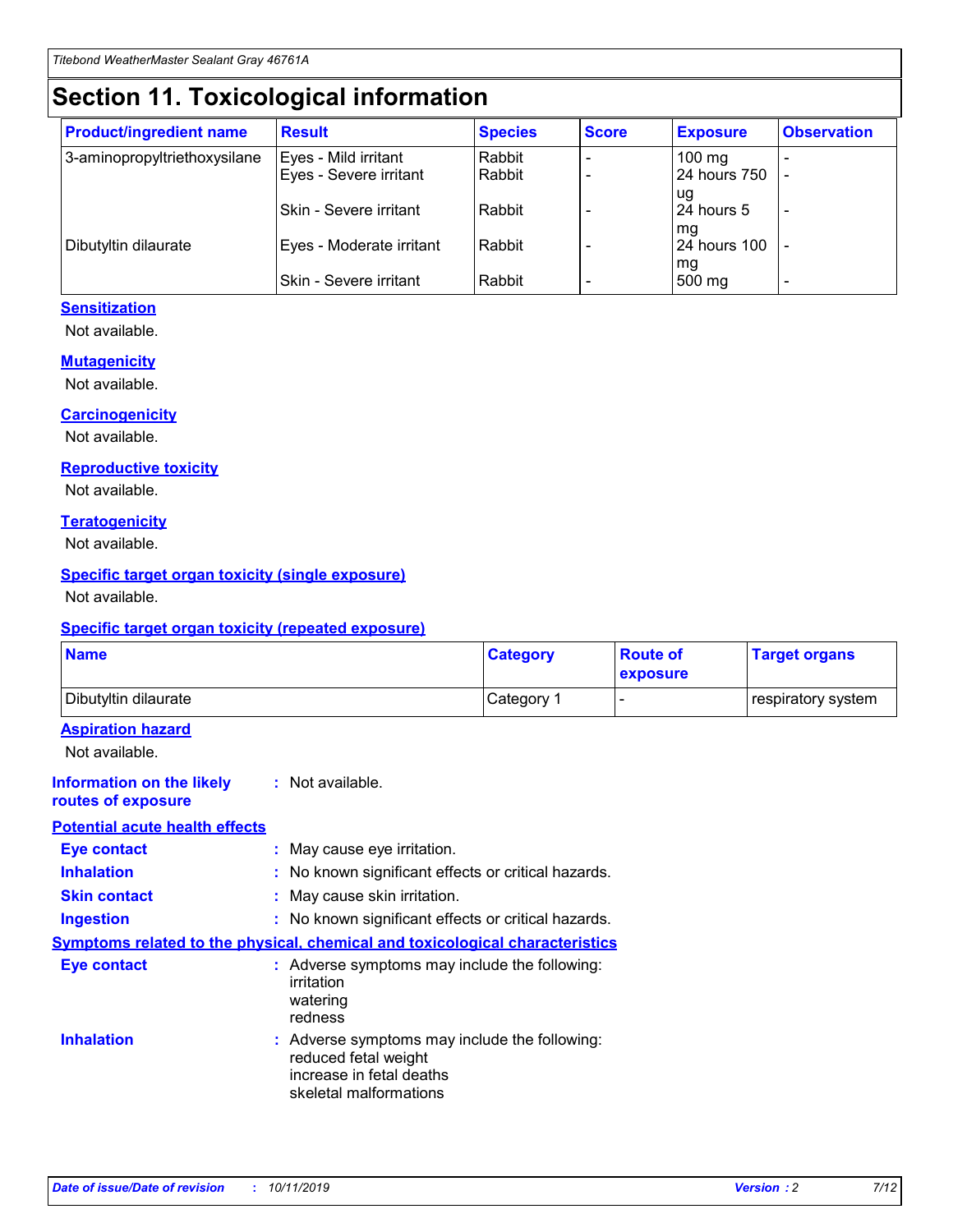# Section 11. Toxicological information

| Product/ingredient name | Result | Species | Score | Exposure | Observation |
|---|---|---|---|---|---|
| 3-aminopropyltriethoxysilane | Eyes - Mild irritant | Rabbit | - | 100 mg | - |
| | Eyes - Severe irritant | Rabbit | - | 24 hours 750 ug | - |
| | Skin - Severe irritant | Rabbit | - | 24 hours 5 mg | - |
| Dibutyltin dilaurate | Eyes - Moderate irritant | Rabbit | - | 24 hours 100 mg | - |
| | Skin - Severe irritant | Rabbit | - | 500 mg | - |

### Sensitization

Not available.

### Mutagenicity

Not available.

### Carcinogenicity

Not available.

### Reproductive toxicity

Not available.

### Teratogenicity

Not available.

### Specific target organ toxicity (single exposure)

Not available.

### Specific target organ toxicity (repeated exposure)

| Name | Category | Route of exposure | Target organs |
|---|---|---|---|
| Dibutyltin dilaurate | Category 1 | - | respiratory system |

### Aspiration hazard

Not available.

**Information on the likely routes of exposure** : Not available.

### Potential acute health effects

**Eye contact** : May cause eye irritation.

**Inhalation** : No known significant effects or critical hazards.

**Skin contact** : May cause skin irritation.

**Ingestion** : No known significant effects or critical hazards.

### Symptoms related to the physical, chemical and toxicological characteristics

**Eye contact** : Adverse symptoms may include the following:
irritation
watering
redness

**Inhalation** : Adverse symptoms may include the following:
reduced fetal weight
increase in fetal deaths
skeletal malformations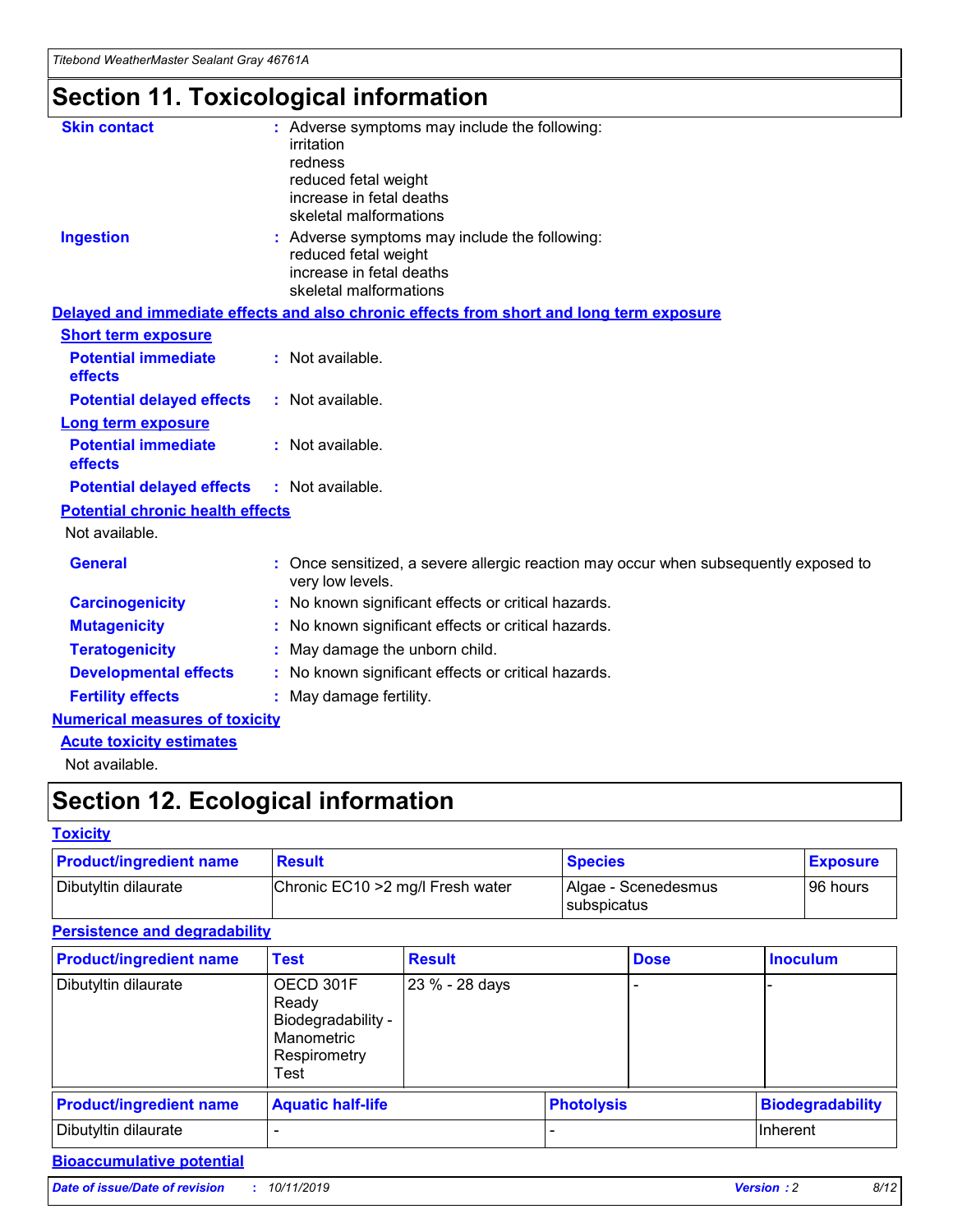# Section 11. Toxicological information

**Skin contact** : Adverse symptoms may include the following:
irritation
redness
reduced fetal weight
increase in fetal deaths
skeletal malformations

**Ingestion** : Adverse symptoms may include the following:
reduced fetal weight
increase in fetal deaths
skeletal malformations

**Delayed and immediate effects and also chronic effects from short and long term exposure**

**Short term exposure**

**Potential immediate effects** : Not available.

**Potential delayed effects** : Not available.

**Long term exposure**

**Potential immediate effects** : Not available.

**Potential delayed effects** : Not available.

**Potential chronic health effects**

Not available.

**General** : Once sensitized, a severe allergic reaction may occur when subsequently exposed to very low levels.

**Carcinogenicity** : No known significant effects or critical hazards.

**Mutagenicity** : No known significant effects or critical hazards.

**Teratogenicity** : May damage the unborn child.

**Developmental effects** : No known significant effects or critical hazards.

**Fertility effects** : May damage fertility.

**Numerical measures of toxicity**

**Acute toxicity estimates**

Not available.

# Section 12. Ecological information

**Toxicity**

| Product/ingredient name | Result | Species | Exposure |
|---|---|---|---|
| Dibutyltin dilaurate | Chronic EC10 >2 mg/l Fresh water | Algae - Scenedesmus subspicatus | 96 hours |

**Persistence and degradability**

| Product/ingredient name | Test | Result | Dose | Inoculum |
|---|---|---|---|---|
| Dibutyltin dilaurate | OECD 301F Ready Biodegradability - Manometric Respirometry Test | 23 % - 28 days | - | - |

| Product/ingredient name | Aquatic half-life | Photolysis | Biodegradability |
|---|---|---|---|
| Dibutyltin dilaurate | - | - | Inherent |

**Bioaccumulative potential**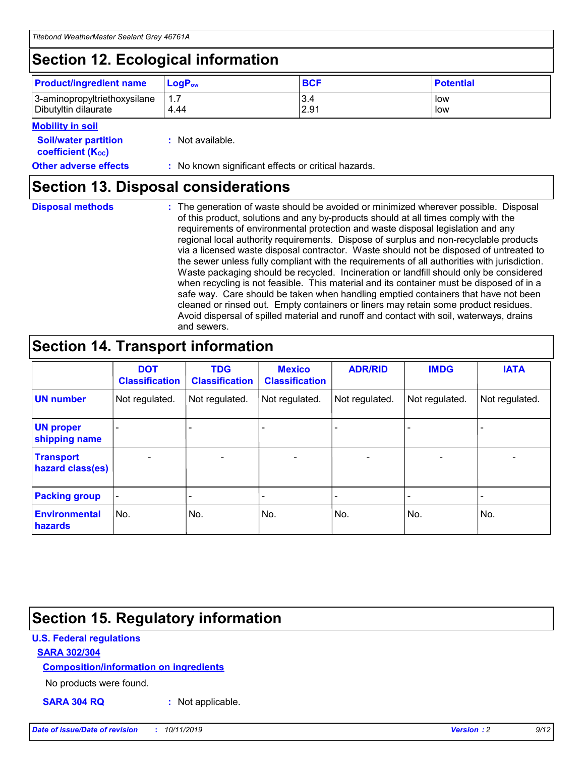## Section 12. Ecological information

| Product/ingredient name | $LogP_{ow}$ | BCF | Potential |
|---|---|---|---|
| 3-aminopropyltriethoxysilane | 1.7 | 3.4 | low |
| Dibutyltin dilaurate | 4.44 | 2.91 | low |

**Mobility in soil**

**Soil/water partition coefficient ($K_{OC}$)** : Not available.

**Other adverse effects** : No known significant effects or critical hazards.

## Section 13. Disposal considerations

**Disposal methods** : The generation of waste should be avoided or minimized wherever possible. Disposal of this product, solutions and any by-products should at all times comply with the requirements of environmental protection and waste disposal legislation and any regional local authority requirements. Dispose of surplus and non-recyclable products via a licensed waste disposal contractor. Waste should not be disposed of untreated to the sewer unless fully compliant with the requirements of all authorities with jurisdiction. Waste packaging should be recycled. Incineration or landfill should only be considered when recycling is not feasible. This material and its container must be disposed of in a safe way. Care should be taken when handling emptied containers that have not been cleaned or rinsed out. Empty containers or liners may retain some product residues. Avoid dispersal of spilled material and runoff and contact with soil, waterways, drains and sewers.

## Section 14. Transport information

| | DOT Classification | TDG Classification | Mexico Classification | ADR/RID | IMDG | IATA |
|---|---|---|---|---|---|---|
| UN number | Not regulated. | Not regulated. | Not regulated. | Not regulated. | Not regulated. | Not regulated. |
| UN proper shipping name | - | - | - | - | - | - |
| Transport hazard class(es) | - | - | - | - | - | - |
| Packing group | - | - | - | - | - | - |
| Environmental hazards | No. | No. | No. | No. | No. | No. |

## Section 15. Regulatory information

**U.S. Federal regulations**

**SARA 302/304**

**Composition/information on ingredients**

No products were found.

**SARA 304 RQ** : Not applicable.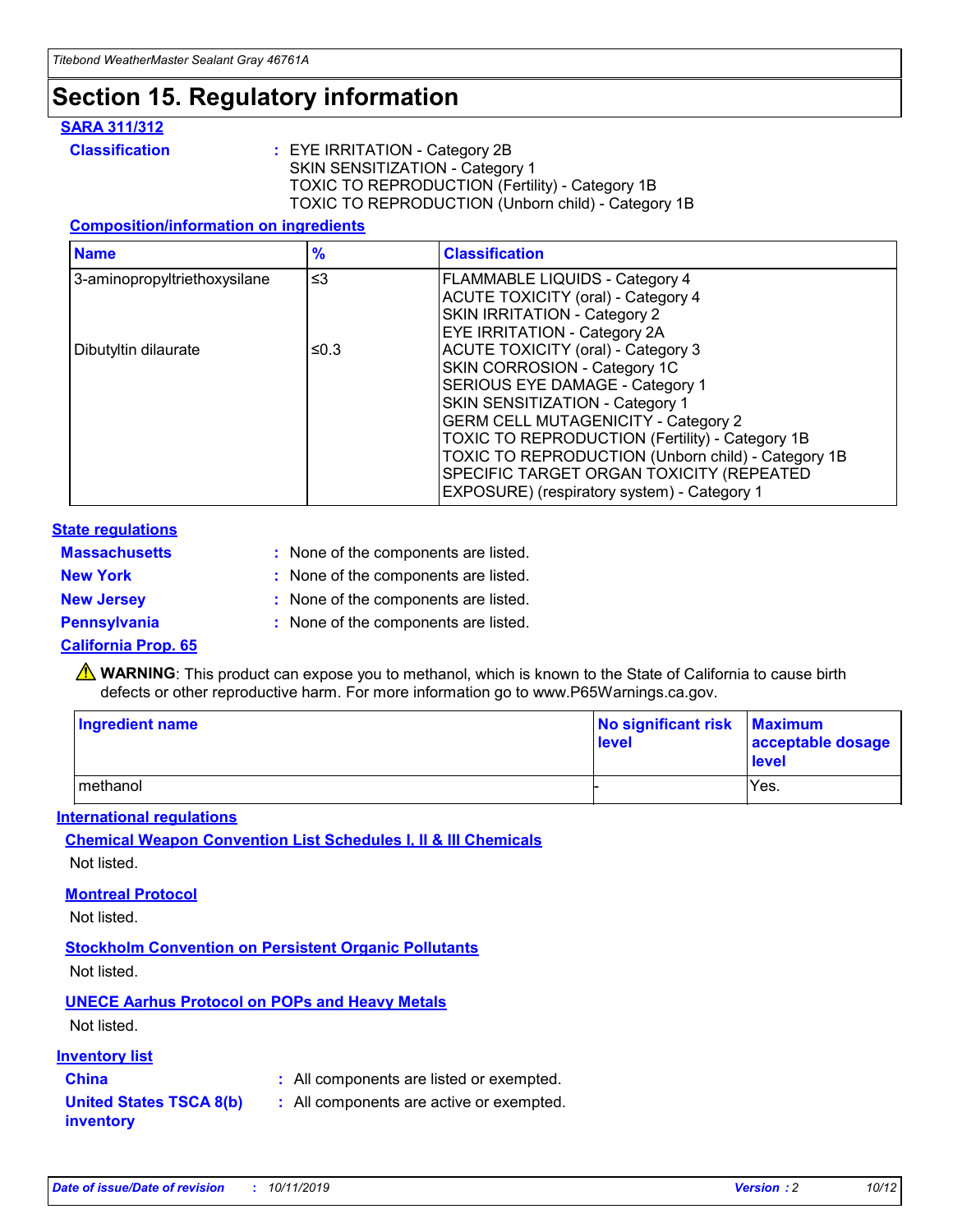# Section 15. Regulatory information

**SARA 311/312**

**Classification** : EYE IRRITATION - Category 2B
SKIN SENSITIZATION - Category 1
TOXIC TO REPRODUCTION (Fertility) - Category 1B
TOXIC TO REPRODUCTION (Unborn child) - Category 1B

**Composition/information on ingredients**

| Name | % | Classification |
|---|---|---|
| 3-aminopropyltriethoxysilane | ≤3 | FLAMMABLE LIQUIDS - Category 4<br>ACUTE TOXICITY (oral) - Category 4<br>SKIN IRRITATION - Category 2<br>EYE IRRITATION - Category 2A |
| Dibutyltin dilaurate | ≤0.3 | ACUTE TOXICITY (oral) - Category 3<br>SKIN CORROSION - Category 1C<br>SERIOUS EYE DAMAGE - Category 1<br>SKIN SENSITIZATION - Category 1<br>GERM CELL MUTAGENICITY - Category 2<br>TOXIC TO REPRODUCTION (Fertility) - Category 1B<br>TOXIC TO REPRODUCTION (Unborn child) - Category 1B<br>SPECIFIC TARGET ORGAN TOXICITY (REPEATED EXPOSURE) (respiratory system) - Category 1 |

**State regulations**

**Massachusetts** : None of the components are listed.

**New York** : None of the components are listed.

**New Jersey** : None of the components are listed.

**Pennsylvania** : None of the components are listed.

**California Prop. 65**

⚠ **WARNING**: This product can expose you to methanol, which is known to the State of California to cause birth defects or other reproductive harm. For more information go to www.P65Warnings.ca.gov.

| Ingredient name | No significant risk level | Maximum acceptable dosage level |
|---|---|---|
| methanol | - | Yes. |

**International regulations**

**Chemical Weapon Convention List Schedules I, II & III Chemicals**

Not listed.

**Montreal Protocol**

Not listed.

**Stockholm Convention on Persistent Organic Pollutants**

Not listed.

**UNECE Aarhus Protocol on POPs and Heavy Metals**

Not listed.

**Inventory list**

**China** : All components are listed or exempted.

**United States TSCA 8(b) inventory** : All components are active or exempted.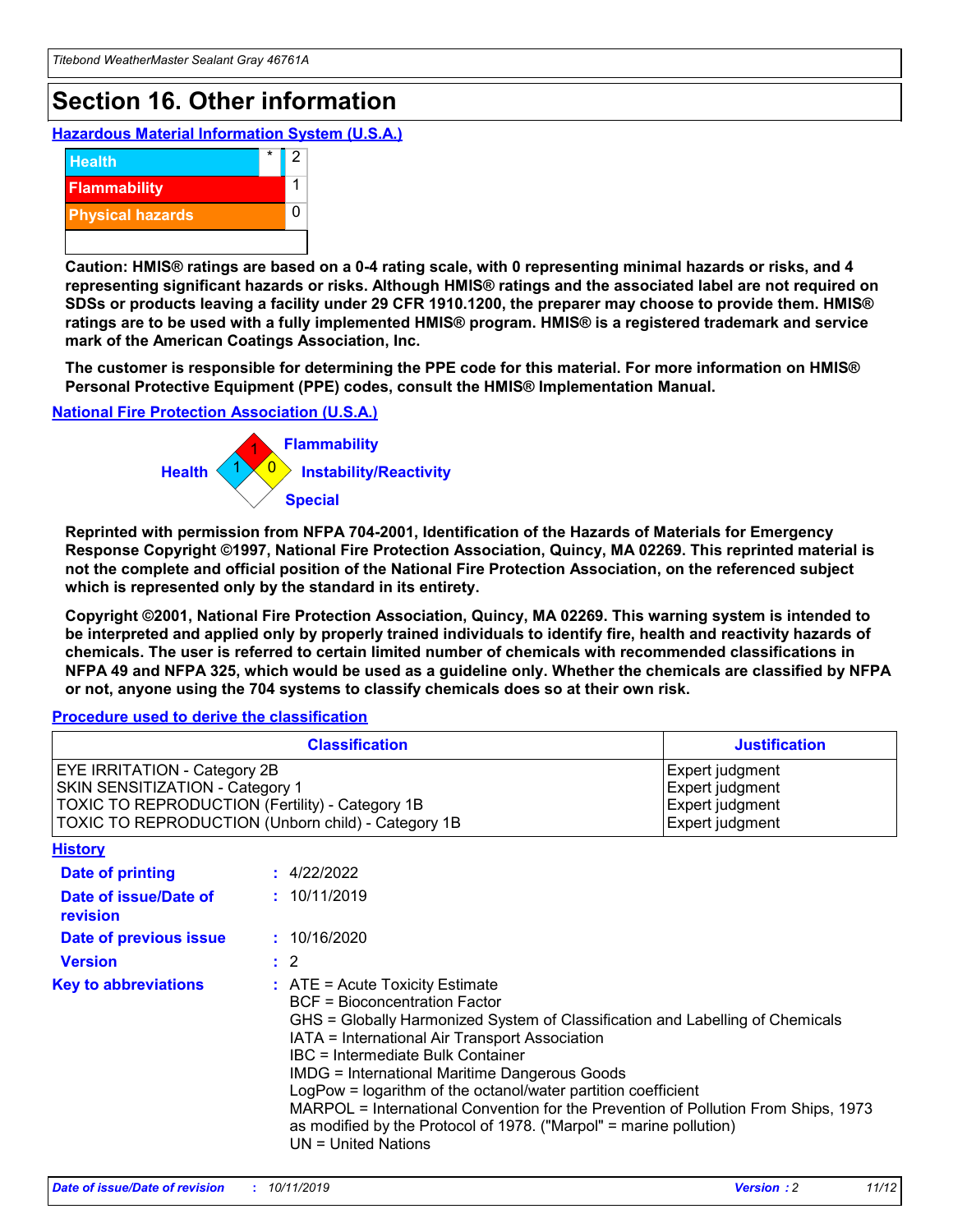# Section 16. Other information

### Hazardous Material Information System (U.S.A.)

| | | |
|---|---|---|
| Health | * | 2 |
| Flammability | | 1 |
| Physical hazards | | 0 |
| | | |

**Caution: HMIS® ratings are based on a 0-4 rating scale, with 0 representing minimal hazards or risks, and 4 representing significant hazards or risks. Although HMIS® ratings and the associated label are not required on SDSs or products leaving a facility under 29 CFR 1910.1200, the preparer may choose to provide them. HMIS® ratings are to be used with a fully implemented HMIS® program. HMIS® is a registered trademark and service mark of the American Coatings Association, Inc.**

**The customer is responsible for determining the PPE code for this material. For more information on HMIS® Personal Protective Equipment (PPE) codes, consult the HMIS® Implementation Manual.**

### National Fire Protection Association (U.S.A.)

Flammability: 1
Health: 1
Instability/Reactivity: 0
Special:

**Reprinted with permission from NFPA 704-2001, Identification of the Hazards of Materials for Emergency Response Copyright ©1997, National Fire Protection Association, Quincy, MA 02269. This reprinted material is not the complete and official position of the National Fire Protection Association, on the referenced subject which is represented only by the standard in its entirety.**

**Copyright ©2001, National Fire Protection Association, Quincy, MA 02269. This warning system is intended to be interpreted and applied only by properly trained individuals to identify fire, health and reactivity hazards of chemicals. The user is referred to certain limited number of chemicals with recommended classifications in NFPA 49 and NFPA 325, which would be used as a guideline only. Whether the chemicals are classified by NFPA or not, anyone using the 704 systems to classify chemicals does so at their own risk.**

### Procedure used to derive the classification

| Classification | Justification |
|---|---|
| EYE IRRITATION - Category 2B | Expert judgment |
| SKIN SENSITIZATION - Category 1 | Expert judgment |
| TOXIC TO REPRODUCTION (Fertility) - Category 1B | Expert judgment |
| TOXIC TO REPRODUCTION (Unborn child) - Category 1B | Expert judgment |

### History

**Date of printing** : 4/22/2022

**Date of issue/Date of revision** : 10/11/2019

**Date of previous issue** : 10/16/2020

**Version** : 2

**Key to abbreviations** :
ATE = Acute Toxicity Estimate
BCF = Bioconcentration Factor
GHS = Globally Harmonized System of Classification and Labelling of Chemicals
IATA = International Air Transport Association
IBC = Intermediate Bulk Container
IMDG = International Maritime Dangerous Goods
LogPow = logarithm of the octanol/water partition coefficient
MARPOL = International Convention for the Prevention of Pollution From Ships, 1973 as modified by the Protocol of 1978. ("Marpol" = marine pollution)
UN = United Nations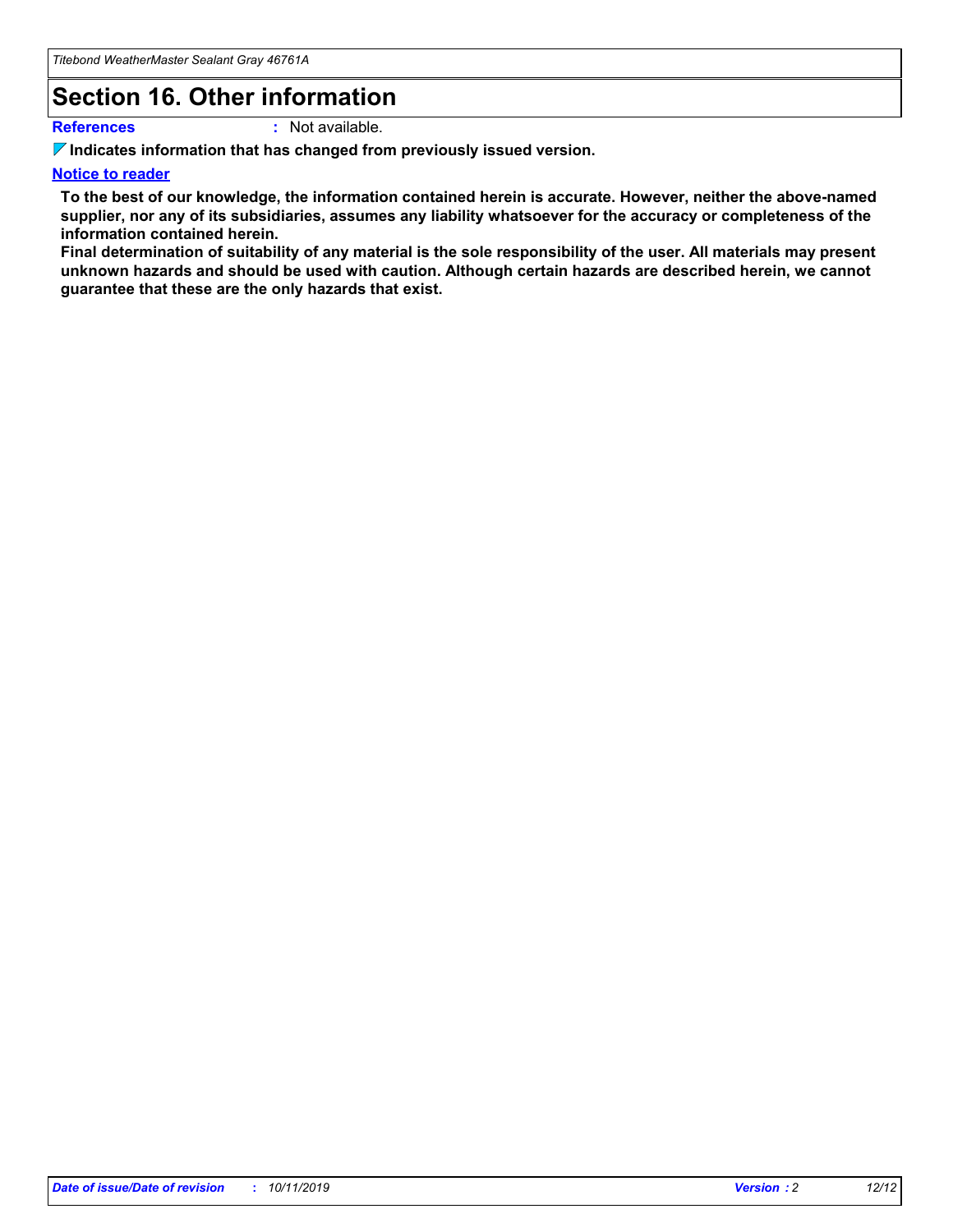# Section 16. Other information

**References** : Not available.

**Indicates information that has changed from previously issued version.**

**Notice to reader**

**To the best of our knowledge, the information contained herein is accurate. However, neither the above-named supplier, nor any of its subsidiaries, assumes any liability whatsoever for the accuracy or completeness of the information contained herein.**

**Final determination of suitability of any material is the sole responsibility of the user. All materials may present unknown hazards and should be used with caution. Although certain hazards are described herein, we cannot guarantee that these are the only hazards that exist.**